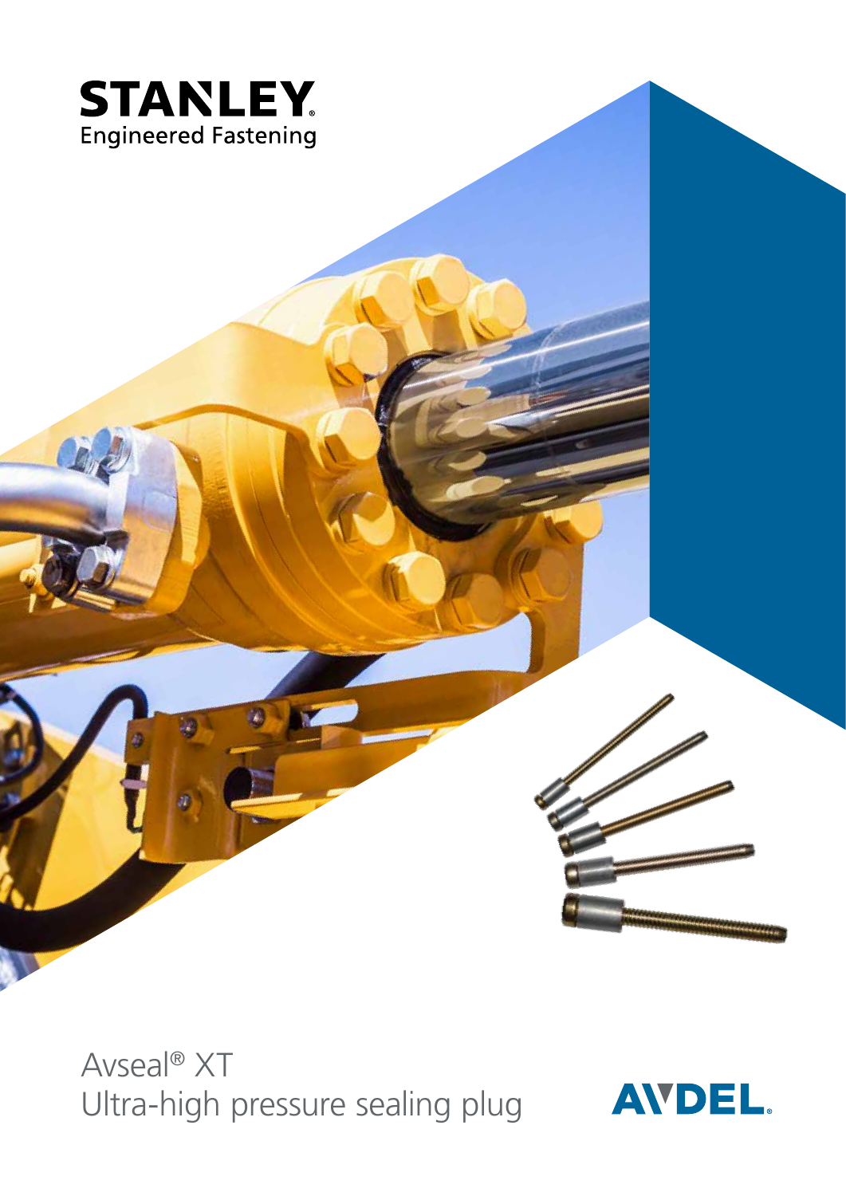STANLEY
Engineered Fastening

# Avseal® XT
## Ultra-high pressure sealing plug

AVDEL.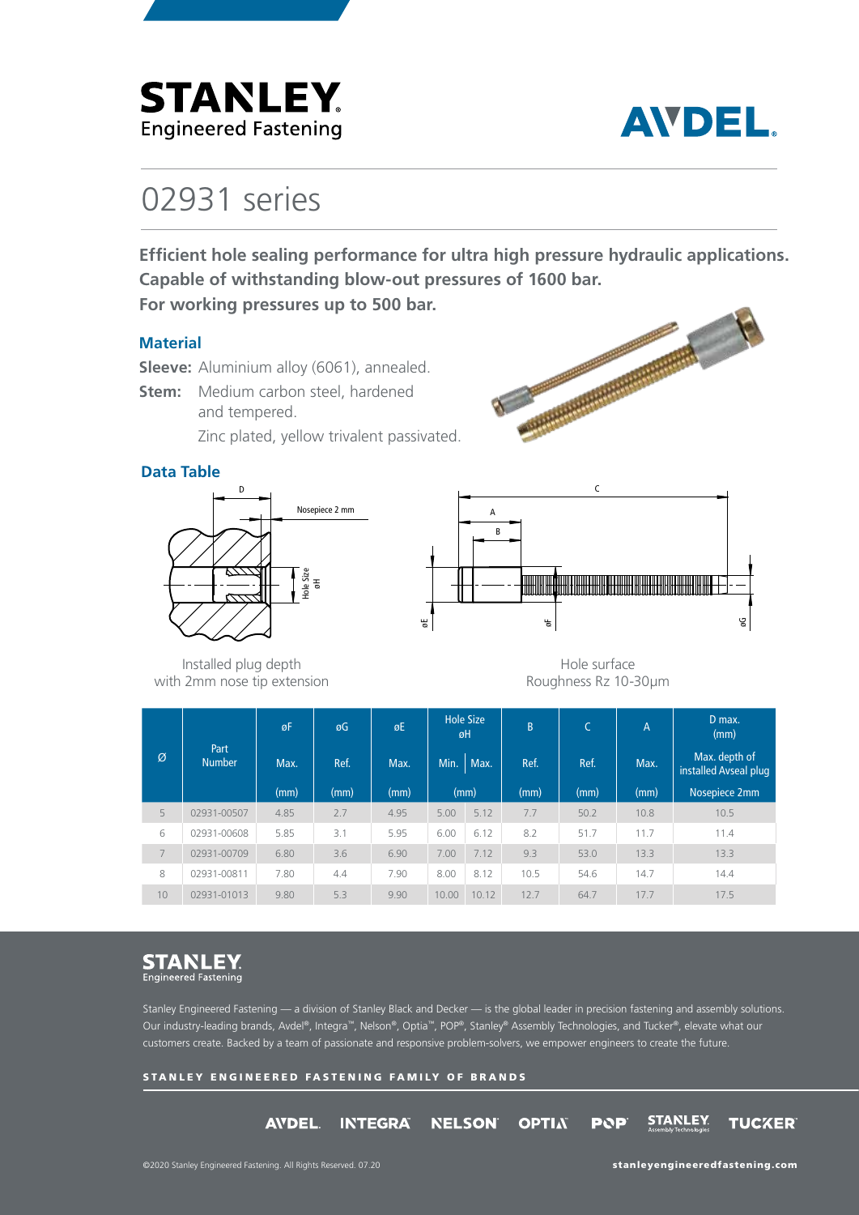# 02931 series

**Efficient hole sealing performance for ultra high pressure hydraulic applications. Capable of withstanding blow-out pressures of 1600 bar. For working pressures up to 500 bar.**

## Material

**Sleeve:** Aluminium alloy (6061), annealed.

**Stem:** Medium carbon steel, hardened and tempered.
Zinc plated, yellow trivalent passivated.

## Data Table

D

Nosepiece 2 mm

Hole Size øH

Installed plug depth with 2mm nose tip extension

C

A

B

øE

øF

øG

Hole surface Roughness Rz 10-30µm

| Ø | Part Number | øF Max. (mm) | øG Ref. (mm) | øE Max. (mm) | Hole Size øH Min. (mm) | Hole Size øH Max. (mm) | B Ref. (mm) | C Ref. (mm) | A Max. (mm) | D max. (mm) Max. depth of installed Avseal plug Nosepiece 2mm |
|---|---|---|---|---|---|---|---|---|---|---|
| 5 | 02931-00507 | 4.85 | 2.7 | 4.95 | 5.00 | 5.12 | 7.7 | 50.2 | 10.8 | 10.5 |
| 6 | 02931-00608 | 5.85 | 3.1 | 5.95 | 6.00 | 6.12 | 8.2 | 51.7 | 11.7 | 11.4 |
| 7 | 02931-00709 | 6.80 | 3.6 | 6.90 | 7.00 | 7.12 | 9.3 | 53.0 | 13.3 | 13.3 |
| 8 | 02931-00811 | 7.80 | 4.4 | 7.90 | 8.00 | 8.12 | 10.5 | 54.6 | 14.7 | 14.4 |
| 10 | 02931-01013 | 9.80 | 5.3 | 9.90 | 10.00 | 10.12 | 12.7 | 64.7 | 17.7 | 17.5 |

Stanley Engineered Fastening — a division of Stanley Black and Decker — is the global leader in precision fastening and assembly solutions. Our industry-leading brands, Avdel®, Integra™, Nelson®, Optia™, POP®, Stanley® Assembly Technologies, and Tucker®, elevate what our customers create. Backed by a team of passionate and responsive problem-solvers, we empower engineers to create the future.

**STANLEY ENGINEERED FASTENING FAMILY OF BRANDS**

AVDEL. INTEGRA NELSON OPTIA POP STANLEY Assembly Technologies TUCKER

©2020 Stanley Engineered Fastening. All Rights Reserved. 07.20

stanleyengineeredfastening.com